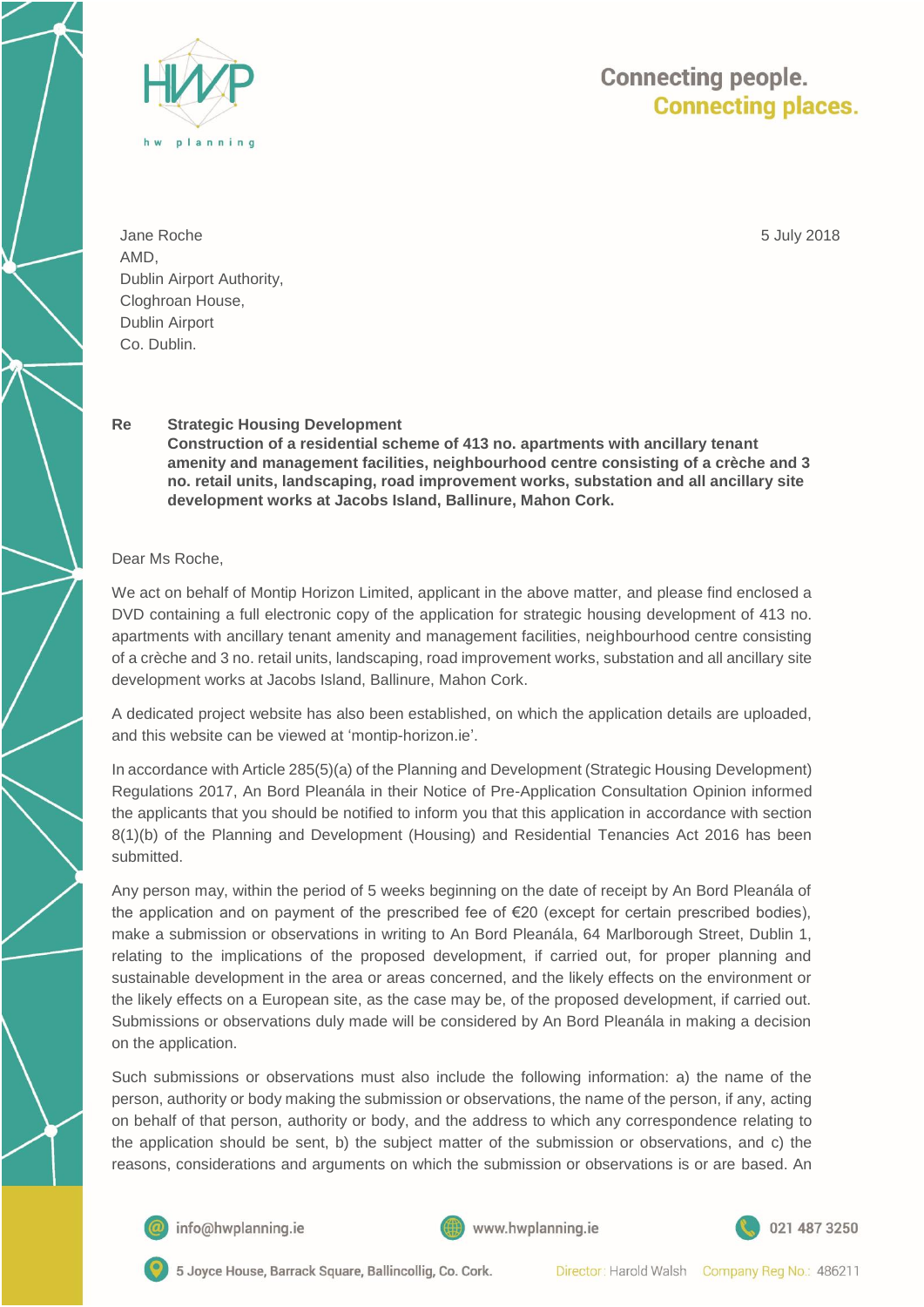Jane Roche
AMD,
Dublin Airport Authority,
Cloghroan House,
Dublin Airport
Co. Dublin.

5 July 2018

**Re** **Strategic Housing Development**
**Construction of a residential scheme of 413 no. apartments with ancillary tenant amenity and management facilities, neighbourhood centre consisting of a crèche and 3 no. retail units, landscaping, road improvement works, substation and all ancillary site development works at Jacobs Island, Ballinure, Mahon Cork.**

Dear Ms Roche,

We act on behalf of Montip Horizon Limited, applicant in the above matter, and please find enclosed a DVD containing a full electronic copy of the application for strategic housing development of 413 no. apartments with ancillary tenant amenity and management facilities, neighbourhood centre consisting of a crèche and 3 no. retail units, landscaping, road improvement works, substation and all ancillary site development works at Jacobs Island, Ballinure, Mahon Cork.

A dedicated project website has also been established, on which the application details are uploaded, and this website can be viewed at 'montip-horizon.ie'.

In accordance with Article 285(5)(a) of the Planning and Development (Strategic Housing Development) Regulations 2017, An Bord Pleanála in their Notice of Pre-Application Consultation Opinion informed the applicants that you should be notified to inform you that this application in accordance with section 8(1)(b) of the Planning and Development (Housing) and Residential Tenancies Act 2016 has been submitted.

Any person may, within the period of 5 weeks beginning on the date of receipt by An Bord Pleanála of the application and on payment of the prescribed fee of €20 (except for certain prescribed bodies), make a submission or observations in writing to An Bord Pleanála, 64 Marlborough Street, Dublin 1, relating to the implications of the proposed development, if carried out, for proper planning and sustainable development in the area or areas concerned, and the likely effects on the environment or the likely effects on a European site, as the case may be, of the proposed development, if carried out. Submissions or observations duly made will be considered by An Bord Pleanála in making a decision on the application.

Such submissions or observations must also include the following information: a) the name of the person, authority or body making the submission or observations, the name of the person, if any, acting on behalf of that person, authority or body, and the address to which any correspondence relating to the application should be sent, b) the subject matter of the submission or observations, and c) the reasons, considerations and arguments on which the submission or observations is or are based. An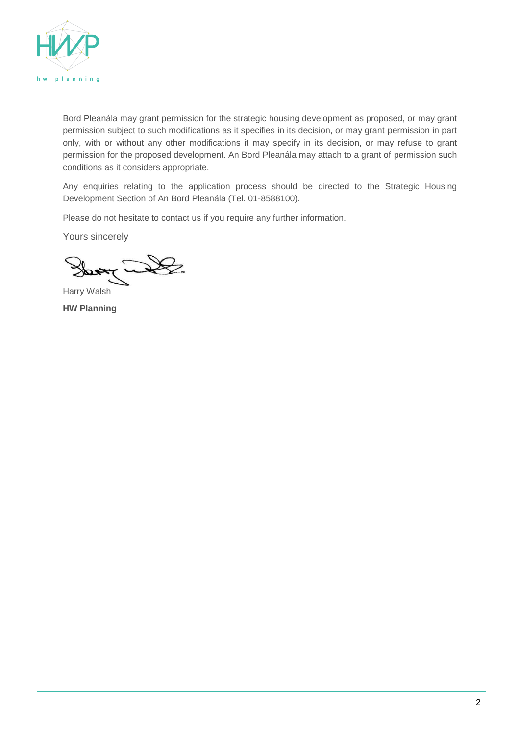Bord Pleanála may grant permission for the strategic housing development as proposed, or may grant permission subject to such modifications as it specifies in its decision, or may grant permission in part only, with or without any other modifications it may specify in its decision, or may refuse to grant permission for the proposed development. An Bord Pleanála may attach to a grant of permission such conditions as it considers appropriate.

Any enquiries relating to the application process should be directed to the Strategic Housing Development Section of An Bord Pleanála (Tel. 01-8588100).

Please do not hesitate to contact us if you require any further information.

Yours sincerely

Harry Walsh

**HW Planning**